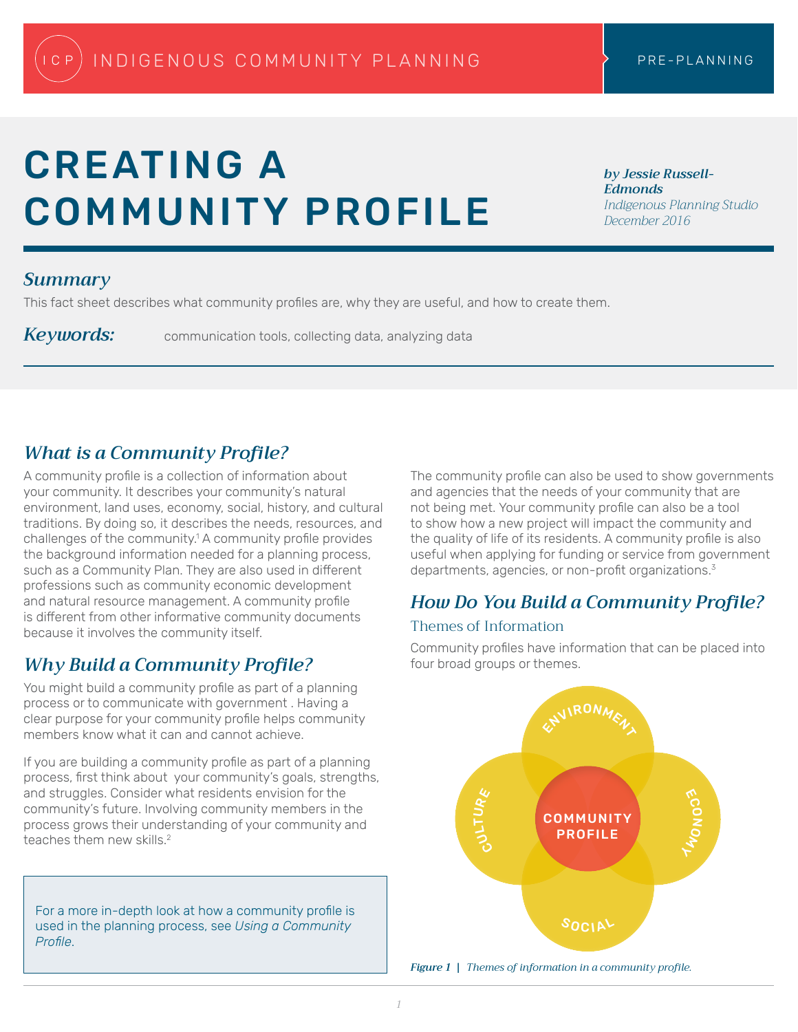ICP INDIGENOUS COMMUNITY PLANNING — PRE-PLANNING

# CREATING A COMMUNITY PROFILE

*by Jessie Russell-Edmonds*
*Indigenous Planning Studio*
*December 2016*

## *Summary*

This fact sheet describes what community profiles are, why they are useful, and how to create them.

***Keywords:*** communication tools, collecting data, analyzing data

## *What is a Community Profile?*

A community profile is a collection of information about your community. It describes your community's natural environment, land uses, economy, social, history, and cultural traditions. By doing so, it describes the needs, resources, and challenges of the community.[1] A community profile provides the background information needed for a planning process, such as a Community Plan. They are also used in different professions such as community economic development and natural resource management. A community profile is different from other informative community documents because it involves the community itself.

## *Why Build a Community Profile?*

You might build a community profile as part of a planning process or to communicate with government . Having a clear purpose for your community profile helps community members know what it can and cannot achieve.

If you are building a community profile as part of a planning process, first think about your community's goals, strengths, and struggles. Consider what residents envision for the community's future. Involving community members in the process grows their understanding of your community and teaches them new skills.[2]

> For a more in-depth look at how a community profile is used in the planning process, see *Using a Community Profile*.

The community profile can also be used to show governments and agencies that the needs of your community that are not being met. Your community profile can also be a tool to show how a new project will impact the community and the quality of life of its residents. A community profile is also useful when applying for funding or service from government departments, agencies, or non-profit organizations.[3]

## *How Do You Build a Community Profile?*

### Themes of Information

Community profiles have information that can be placed into four broad groups or themes.

ENVIRONMENT — CULTURE — ECONOMY — SOCIAL — COMMUNITY PROFILE

***Figure 1*** | *Themes of information in a community profile.*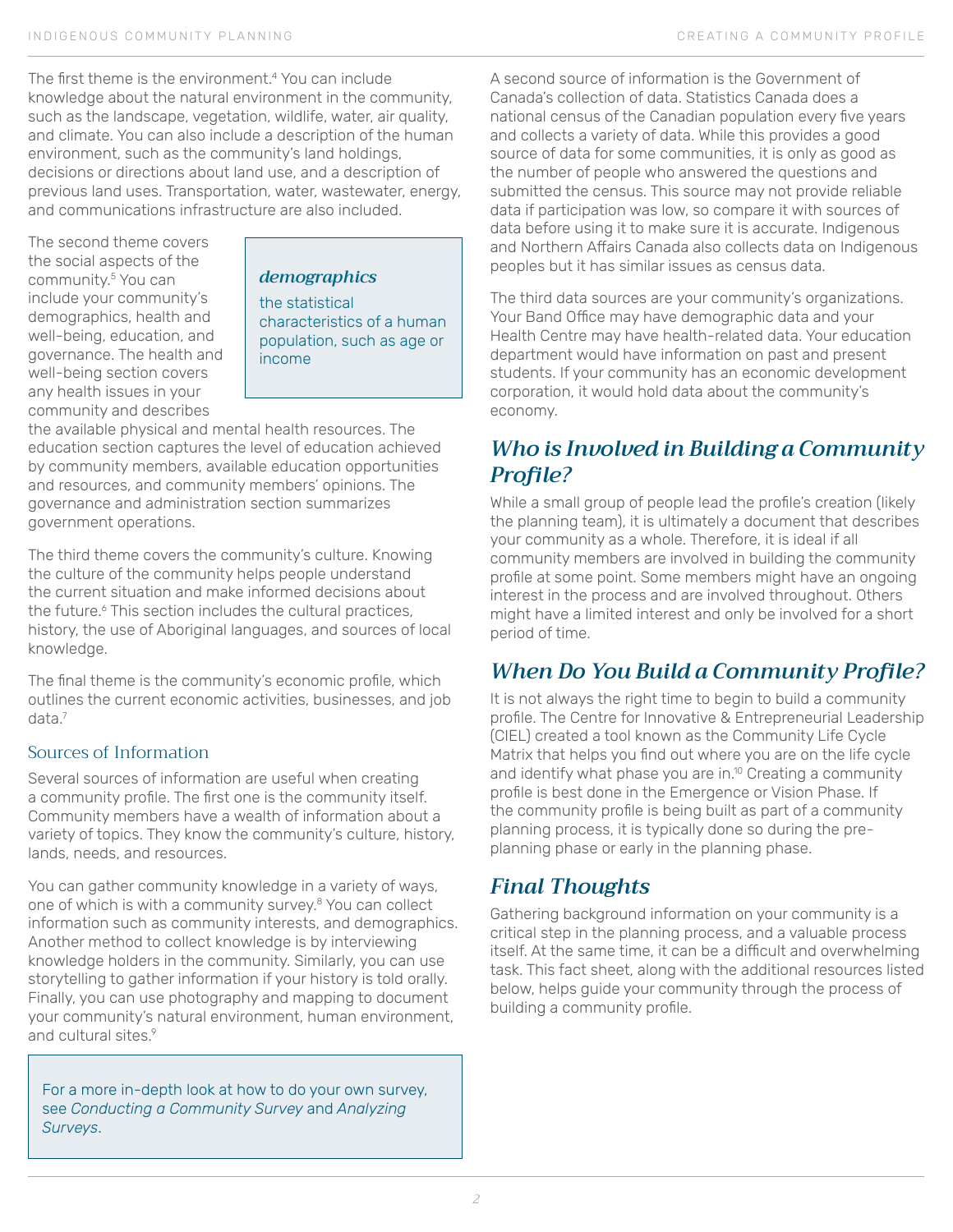The first theme is the environment.[4] You can include knowledge about the natural environment in the community, such as the landscape, vegetation, wildlife, water, air quality, and climate. You can also include a description of the human environment, such as the community's land holdings, decisions or directions about land use, and a description of previous land uses. Transportation, water, wastewater, energy, and communications infrastructure are also included.

The second theme covers the social aspects of the community.[5] You can include your community's demographics, health and well-being, education, and governance. The health and well-being section covers any health issues in your community and describes the available physical and mental health resources. The education section captures the level of education achieved by community members, available education opportunities and resources, and community members' opinions. The governance and administration section summarizes government operations.

> ***demographics***
>
> the statistical characteristics of a human population, such as age or income

The third theme covers the community's culture. Knowing the culture of the community helps people understand the current situation and make informed decisions about the future.[6] This section includes the cultural practices, history, the use of Aboriginal languages, and sources of local knowledge.

The final theme is the community's economic profile, which outlines the current economic activities, businesses, and job data.[7]

### Sources of Information

Several sources of information are useful when creating a community profile. The first one is the community itself. Community members have a wealth of information about a variety of topics. They know the community's culture, history, lands, needs, and resources.

You can gather community knowledge in a variety of ways, one of which is with a community survey.[8] You can collect information such as community interests, and demographics. Another method to collect knowledge is by interviewing knowledge holders in the community. Similarly, you can use storytelling to gather information if your history is told orally. Finally, you can use photography and mapping to document your community's natural environment, human environment, and cultural sites.[9]

> For a more in-depth look at how to do your own survey, see *Conducting a Community Survey* and *Analyzing Surveys*.

A second source of information is the Government of Canada's collection of data. Statistics Canada does a national census of the Canadian population every five years and collects a variety of data. While this provides a good source of data for some communities, it is only as good as the number of people who answered the questions and submitted the census. This source may not provide reliable data if participation was low, so compare it with sources of data before using it to make sure it is accurate. Indigenous and Northern Affairs Canada also collects data on Indigenous peoples but it has similar issues as census data.

The third data sources are your community's organizations. Your Band Office may have demographic data and your Health Centre may have health-related data. Your education department would have information on past and present students. If your community has an economic development corporation, it would hold data about the community's economy.

## *Who is Involved in Building a Community Profile?*

While a small group of people lead the profile's creation (likely the planning team), it is ultimately a document that describes your community as a whole. Therefore, it is ideal if all community members are involved in building the community profile at some point. Some members might have an ongoing interest in the process and are involved throughout. Others might have a limited interest and only be involved for a short period of time.

## *When Do You Build a Community Profile?*

It is not always the right time to begin to build a community profile. The Centre for Innovative & Entrepreneurial Leadership (CIEL) created a tool known as the Community Life Cycle Matrix that helps you find out where you are on the life cycle and identify what phase you are in.[10] Creating a community profile is best done in the Emergence or Vision Phase. If the community profile is being built as part of a community planning process, it is typically done so during the pre-planning phase or early in the planning phase.

## *Final Thoughts*

Gathering background information on your community is a critical step in the planning process, and a valuable process itself. At the same time, it can be a difficult and overwhelming task. This fact sheet, along with the additional resources listed below, helps guide your community through the process of building a community profile.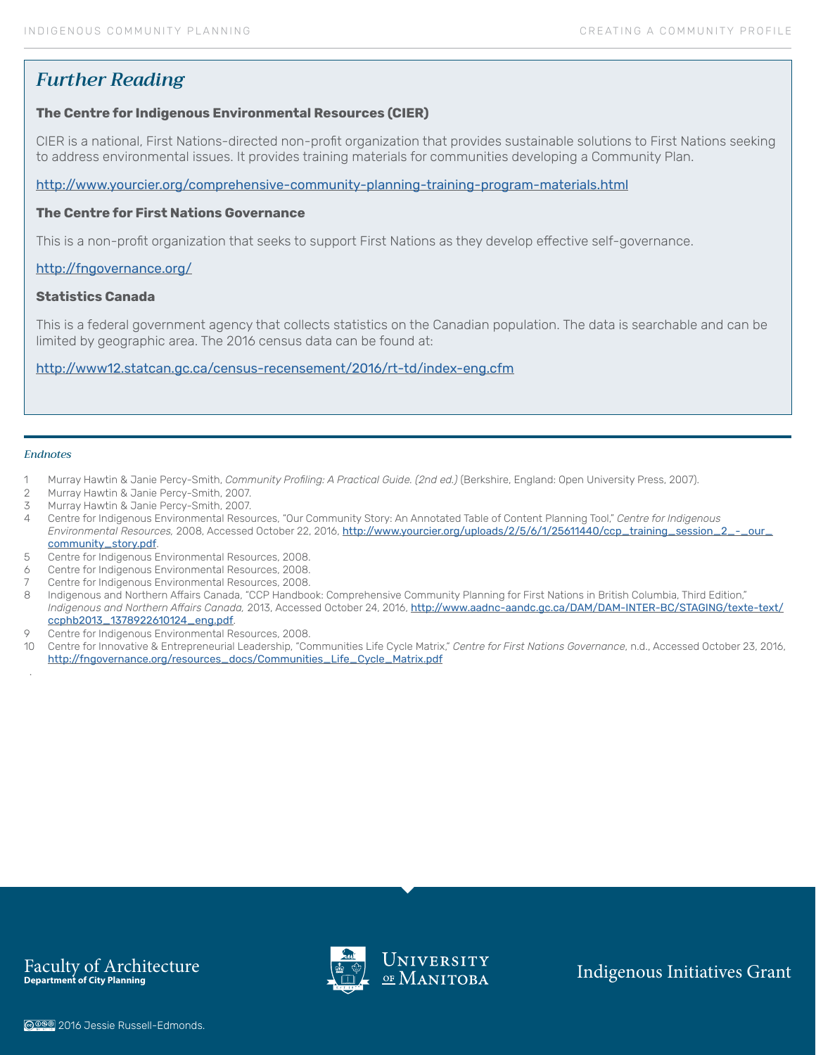## *Further Reading*

**The Centre for Indigenous Environmental Resources (CIER)**

CIER is a national, First Nations-directed non-profit organization that provides sustainable solutions to First Nations seeking to address environmental issues. It provides training materials for communities developing a Community Plan.

http://www.yourcier.org/comprehensive-community-planning-training-program-materials.html

**The Centre for First Nations Governance**

This is a non-profit organization that seeks to support First Nations as they develop effective self-governance.

http://fngovernance.org/

**Statistics Canada**

This is a federal government agency that collects statistics on the Canadian population. The data is searchable and can be limited by geographic area. The 2016 census data can be found at:

http://www12.statcan.gc.ca/census-recensement/2016/rt-td/index-eng.cfm

*Endnotes*

1 Murray Hawtin & Janie Percy-Smith, *Community Profiling: A Practical Guide. (2nd ed.)* (Berkshire, England: Open University Press, 2007).
2 Murray Hawtin & Janie Percy-Smith, 2007.
3 Murray Hawtin & Janie Percy-Smith, 2007.
4 Centre for Indigenous Environmental Resources, "Our Community Story: An Annotated Table of Content Planning Tool," *Centre for Indigenous Environmental Resources,* 2008, Accessed October 22, 2016, http://www.yourcier.org/uploads/2/5/6/1/25611440/ccp_training_session_2_-_our_community_story.pdf.
5 Centre for Indigenous Environmental Resources, 2008.
6 Centre for Indigenous Environmental Resources, 2008.
7 Centre for Indigenous Environmental Resources, 2008.
8 Indigenous and Northern Affairs Canada, "CCP Handbook: Comprehensive Community Planning for First Nations in British Columbia, Third Edition," *Indigenous and Northern Affairs Canada,* 2013, Accessed October 24, 2016, http://www.aadnc-aandc.gc.ca/DAM/DAM-INTER-BC/STAGING/texte-text/ccphb2013_1378922610124_eng.pdf.
9 Centre for Indigenous Environmental Resources, 2008.
10 Centre for Innovative & Entrepreneurial Leadership, "Communities Life Cycle Matrix," *Centre for First Nations Governance*, n.d., Accessed October 23, 2016, http://fngovernance.org/resources_docs/Communities_Life_Cycle_Matrix.pdf

Faculty of Architecture
**Department of City Planning**

University of Manitoba

Indigenous Initiatives Grant

2016 Jessie Russell-Edmonds.